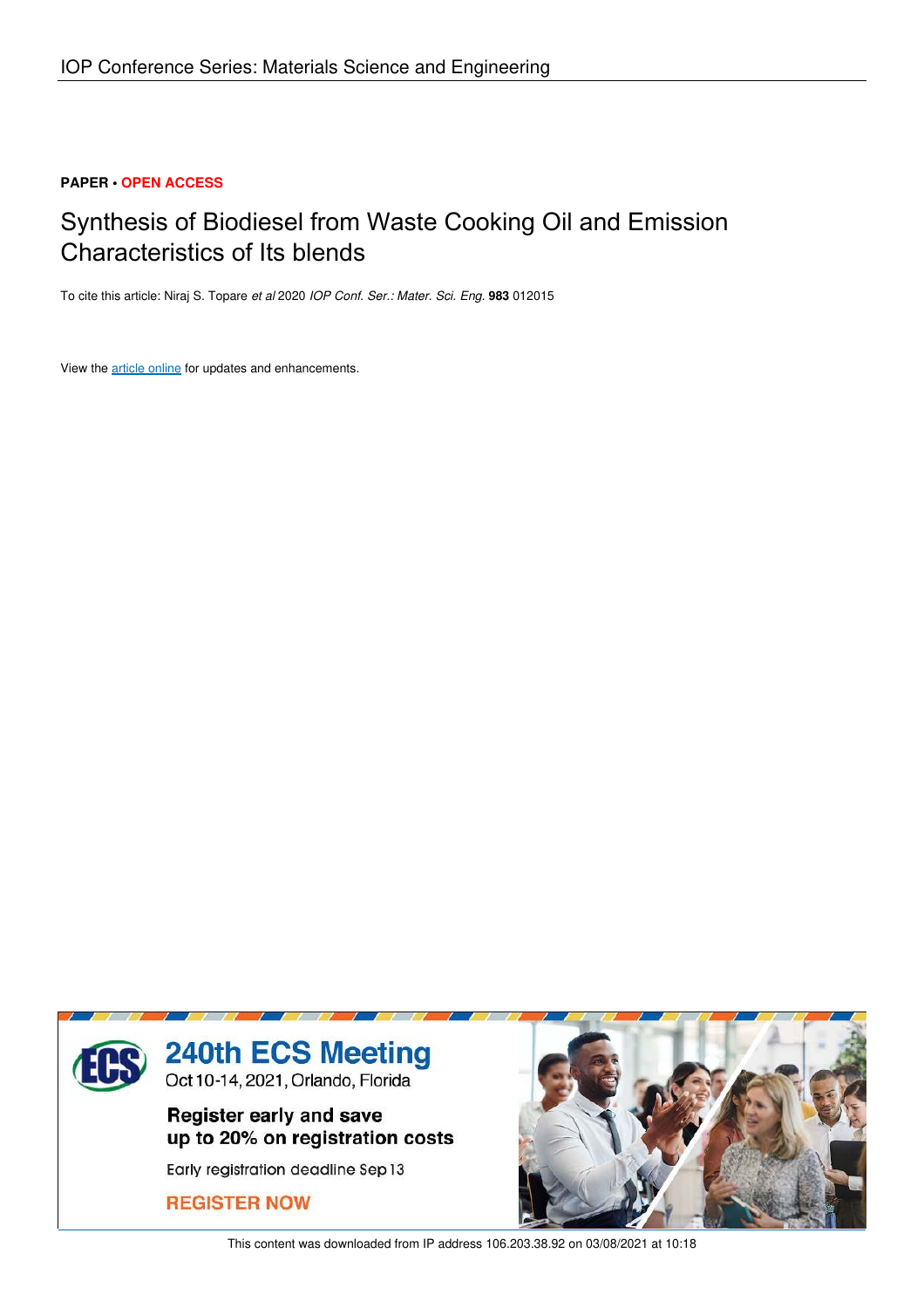IOP Conference Series: Materials Science and Engineering

**PAPER • OPEN ACCESS**

# Synthesis of Biodiesel from Waste Cooking Oil and Emission Characteristics of Its blends

To cite this article: Niraj S. Topare *et al* 2020 *IOP Conf. Ser.: Mater. Sci. Eng.* **983** 012015

View the article online for updates and enhancements.

**240th ECS Meeting**
Oct 10-14, 2021, Orlando, Florida

**Register early and save up to 20% on registration costs**

Early registration deadline Sep 13

**REGISTER NOW**

This content was downloaded from IP address 106.203.38.92 on 03/08/2021 at 10:18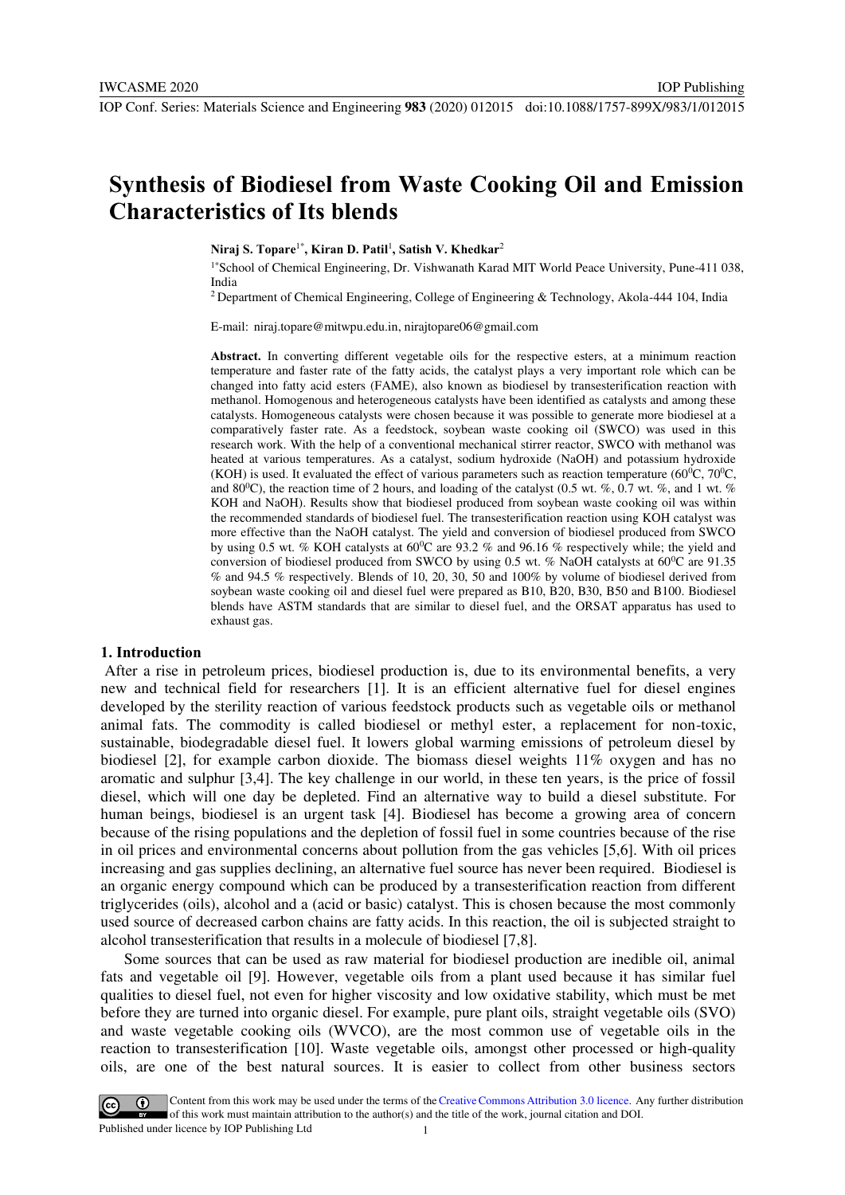# Synthesis of Biodiesel from Waste Cooking Oil and Emission Characteristics of Its blends

**Niraj S. Topare**[1*], **Kiran D. Patil**[1], **Satish V. Khedkar**[2]

[1*]School of Chemical Engineering, Dr. Vishwanath Karad MIT World Peace University, Pune-411 038, India

[2] Department of Chemical Engineering, College of Engineering & Technology, Akola-444 104, India

E-mail: niraj.topare@mitwpu.edu.in, nirajtopare06@gmail.com

**Abstract.** In converting different vegetable oils for the respective esters, at a minimum reaction temperature and faster rate of the fatty acids, the catalyst plays a very important role which can be changed into fatty acid esters (FAME), also known as biodiesel by transesterification reaction with methanol. Homogenous and heterogeneous catalysts have been identified as catalysts and among these catalysts. Homogeneous catalysts were chosen because it was possible to generate more biodiesel at a comparatively faster rate. As a feedstock, soybean waste cooking oil (SWCO) was used in this research work. With the help of a conventional mechanical stirrer reactor, SWCO with methanol was heated at various temperatures. As a catalyst, sodium hydroxide (NaOH) and potassium hydroxide (KOH) is used. It evaluated the effect of various parameters such as reaction temperature ($60^0$C, $70^0$C, and $80^0$C), the reaction time of 2 hours, and loading of the catalyst (0.5 wt. %, 0.7 wt. %, and 1 wt. % KOH and NaOH). Results show that biodiesel produced from soybean waste cooking oil was within the recommended standards of biodiesel fuel. The transesterification reaction using KOH catalyst was more effective than the NaOH catalyst. The yield and conversion of biodiesel produced from SWCO by using 0.5 wt. % KOH catalysts at $60^0$C are 93.2 % and 96.16 % respectively while; the yield and conversion of biodiesel produced from SWCO by using 0.5 wt. % NaOH catalysts at $60^0$C are 91.35 % and 94.5 % respectively. Blends of 10, 20, 30, 50 and 100% by volume of biodiesel derived from soybean waste cooking oil and diesel fuel were prepared as B10, B20, B30, B50 and B100. Biodiesel blends have ASTM standards that are similar to diesel fuel, and the ORSAT apparatus has used to exhaust gas.

## 1. Introduction

After a rise in petroleum prices, biodiesel production is, due to its environmental benefits, a very new and technical field for researchers [1]. It is an efficient alternative fuel for diesel engines developed by the sterility reaction of various feedstock products such as vegetable oils or methanol animal fats. The commodity is called biodiesel or methyl ester, a replacement for non-toxic, sustainable, biodegradable diesel fuel. It lowers global warming emissions of petroleum diesel by biodiesel [2], for example carbon dioxide. The biomass diesel weights 11% oxygen and has no aromatic and sulphur [3,4]. The key challenge in our world, in these ten years, is the price of fossil diesel, which will one day be depleted. Find an alternative way to build a diesel substitute. For human beings, biodiesel is an urgent task [4]. Biodiesel has become a growing area of concern because of the rising populations and the depletion of fossil fuel in some countries because of the rise in oil prices and environmental concerns about pollution from the gas vehicles [5,6]. With oil prices increasing and gas supplies declining, an alternative fuel source has never been required. Biodiesel is an organic energy compound which can be produced by a transesterification reaction from different triglycerides (oils), alcohol and a (acid or basic) catalyst. This is chosen because the most commonly used source of decreased carbon chains are fatty acids. In this reaction, the oil is subjected straight to alcohol transesterification that results in a molecule of biodiesel [7,8].

Some sources that can be used as raw material for biodiesel production are inedible oil, animal fats and vegetable oil [9]. However, vegetable oils from a plant used because it has similar fuel qualities to diesel fuel, not even for higher viscosity and low oxidative stability, which must be met before they are turned into organic diesel. For example, pure plant oils, straight vegetable oils (SVO) and waste vegetable cooking oils (WVCO), are the most common use of vegetable oils in the reaction to transesterification [10]. Waste vegetable oils, amongst other processed or high-quality oils, are one of the best natural sources. It is easier to collect from other business sectors

Content from this work may be used under the terms of the Creative Commons Attribution 3.0 licence. Any further distribution of this work must maintain attribution to the author(s) and the title of the work, journal citation and DOI.
Published under licence by IOP Publishing Ltd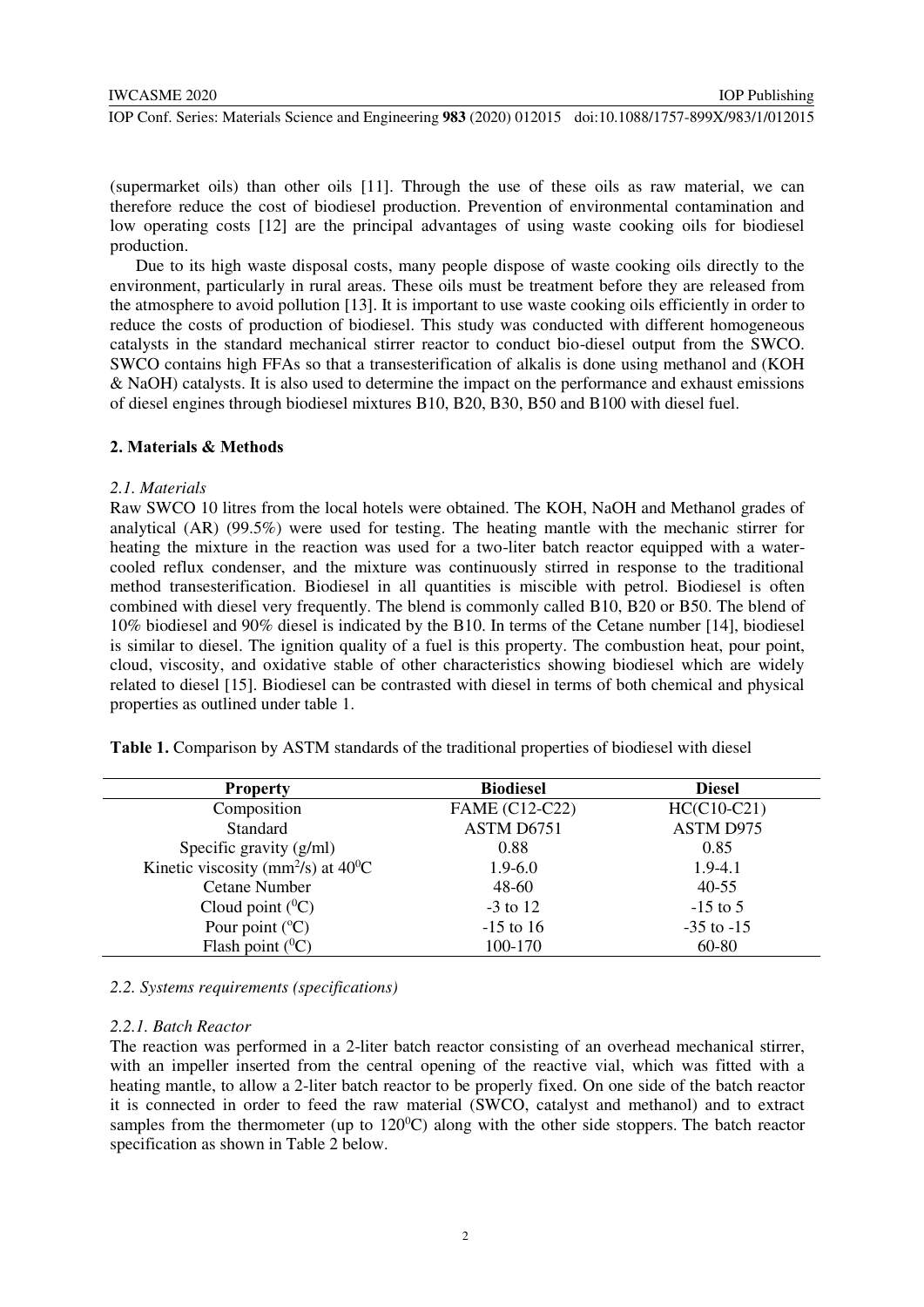(supermarket oils) than other oils [11]. Through the use of these oils as raw material, we can therefore reduce the cost of biodiesel production. Prevention of environmental contamination and low operating costs [12] are the principal advantages of using waste cooking oils for biodiesel production.

Due to its high waste disposal costs, many people dispose of waste cooking oils directly to the environment, particularly in rural areas. These oils must be treatment before they are released from the atmosphere to avoid pollution [13]. It is important to use waste cooking oils efficiently in order to reduce the costs of production of biodiesel. This study was conducted with different homogeneous catalysts in the standard mechanical stirrer reactor to conduct bio-diesel output from the SWCO. SWCO contains high FFAs so that a transesterification of alkalis is done using methanol and (KOH & NaOH) catalysts. It is also used to determine the impact on the performance and exhaust emissions of diesel engines through biodiesel mixtures B10, B20, B30, B50 and B100 with diesel fuel.

## 2. Materials & Methods

### *2.1. Materials*

Raw SWCO 10 litres from the local hotels were obtained. The KOH, NaOH and Methanol grades of analytical (AR) (99.5%) were used for testing. The heating mantle with the mechanic stirrer for heating the mixture in the reaction was used for a two-liter batch reactor equipped with a water-cooled reflux condenser, and the mixture was continuously stirred in response to the traditional method transesterification. Biodiesel in all quantities is miscible with petrol. Biodiesel is often combined with diesel very frequently. The blend is commonly called B10, B20 or B50. The blend of 10% biodiesel and 90% diesel is indicated by the B10. In terms of the Cetane number [14], biodiesel is similar to diesel. The ignition quality of a fuel is this property. The combustion heat, pour point, cloud, viscosity, and oxidative stable of other characteristics showing biodiesel which are widely related to diesel [15]. Biodiesel can be contrasted with diesel in terms of both chemical and physical properties as outlined under table 1.

**Table 1.** Comparison by ASTM standards of the traditional properties of biodiesel with diesel

| Property | Biodiesel | Diesel |
|---|---|---|
| Composition | FAME (C12-C22) | HC(C10-C21) |
| Standard | ASTM D6751 | ASTM D975 |
| Specific gravity (g/ml) | 0.88 | 0.85 |
| Kinetic viscosity ($mm^2/s$) at $40^0C$ | 1.9-6.0 | 1.9-4.1 |
| Cetane Number | 48-60 | 40-55 |
| Cloud point ($^0C$) | -3 to 12 | -15 to 5 |
| Pour point ($^oC$) | -15 to 16 | -35 to -15 |
| Flash point ($^0C$) | 100-170 | 60-80 |

### *2.2. Systems requirements (specifications)*

#### *2.2.1. Batch Reactor*

The reaction was performed in a 2-liter batch reactor consisting of an overhead mechanical stirrer, with an impeller inserted from the central opening of the reactive vial, which was fitted with a heating mantle, to allow a 2-liter batch reactor to be properly fixed. On one side of the batch reactor it is connected in order to feed the raw material (SWCO, catalyst and methanol) and to extract samples from the thermometer (up to $120^0C$) along with the other side stoppers. The batch reactor specification as shown in Table 2 below.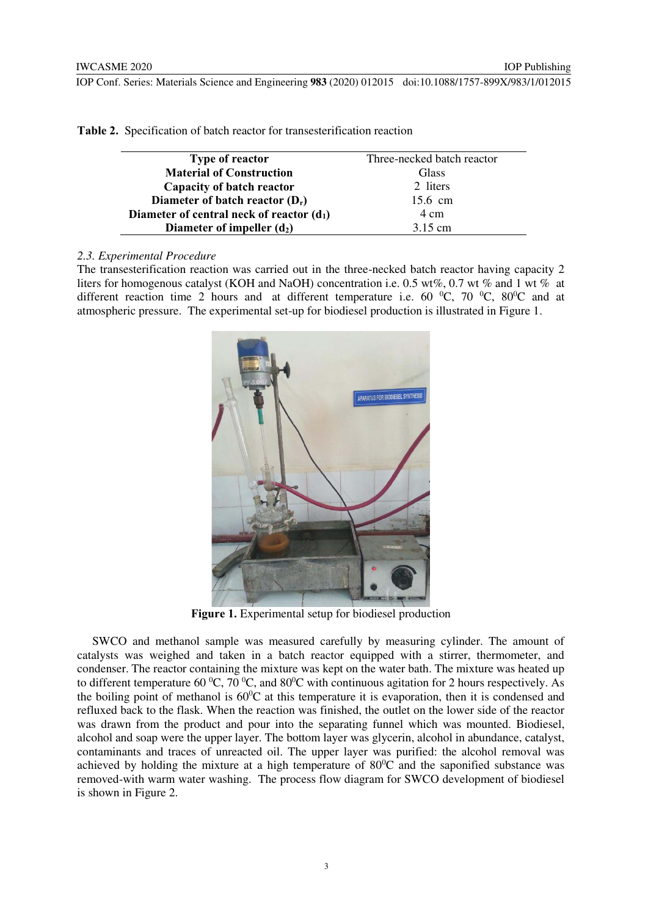**Table 2.** Specification of batch reactor for transesterification reaction

| | |
|---|---|
| **Type of reactor** | Three-necked batch reactor |
| **Material of Construction** | Glass |
| **Capacity of batch reactor** | 2 liters |
| **Diameter of batch reactor ($D_r$)** | 15.6 cm |
| **Diameter of central neck of reactor ($d_1$)** | 4 cm |
| **Diameter of impeller ($d_2$)** | 3.15 cm |

### 2.3. Experimental Procedure

The transesterification reaction was carried out in the three-necked batch reactor having capacity 2 liters for homogenous catalyst (KOH and NaOH) concentration i.e. 0.5 wt%, 0.7 wt % and 1 wt % at different reaction time 2 hours and at different temperature i.e. 60 $^0$C, 70 $^0$C, 80$^0$C and at atmospheric pressure. The experimental set-up for biodiesel production is illustrated in Figure 1.

**Figure 1.** Experimental setup for biodiesel production

SWCO and methanol sample was measured carefully by measuring cylinder. The amount of catalysts was weighed and taken in a batch reactor equipped with a stirrer, thermometer, and condenser. The reactor containing the mixture was kept on the water bath. The mixture was heated up to different temperature 60 $^0$C, 70 $^0$C, and 80$^0$C with continuous agitation for 2 hours respectively. As the boiling point of methanol is 60$^0$C at this temperature it is evaporation, then it is condensed and refluxed back to the flask. When the reaction was finished, the outlet on the lower side of the reactor was drawn from the product and pour into the separating funnel which was mounted. Biodiesel, alcohol and soap were the upper layer. The bottom layer was glycerin, alcohol in abundance, catalyst, contaminants and traces of unreacted oil. The upper layer was purified: the alcohol removal was achieved by holding the mixture at a high temperature of 80$^0$C and the saponified substance was removed-with warm water washing. The process flow diagram for SWCO development of biodiesel is shown in Figure 2.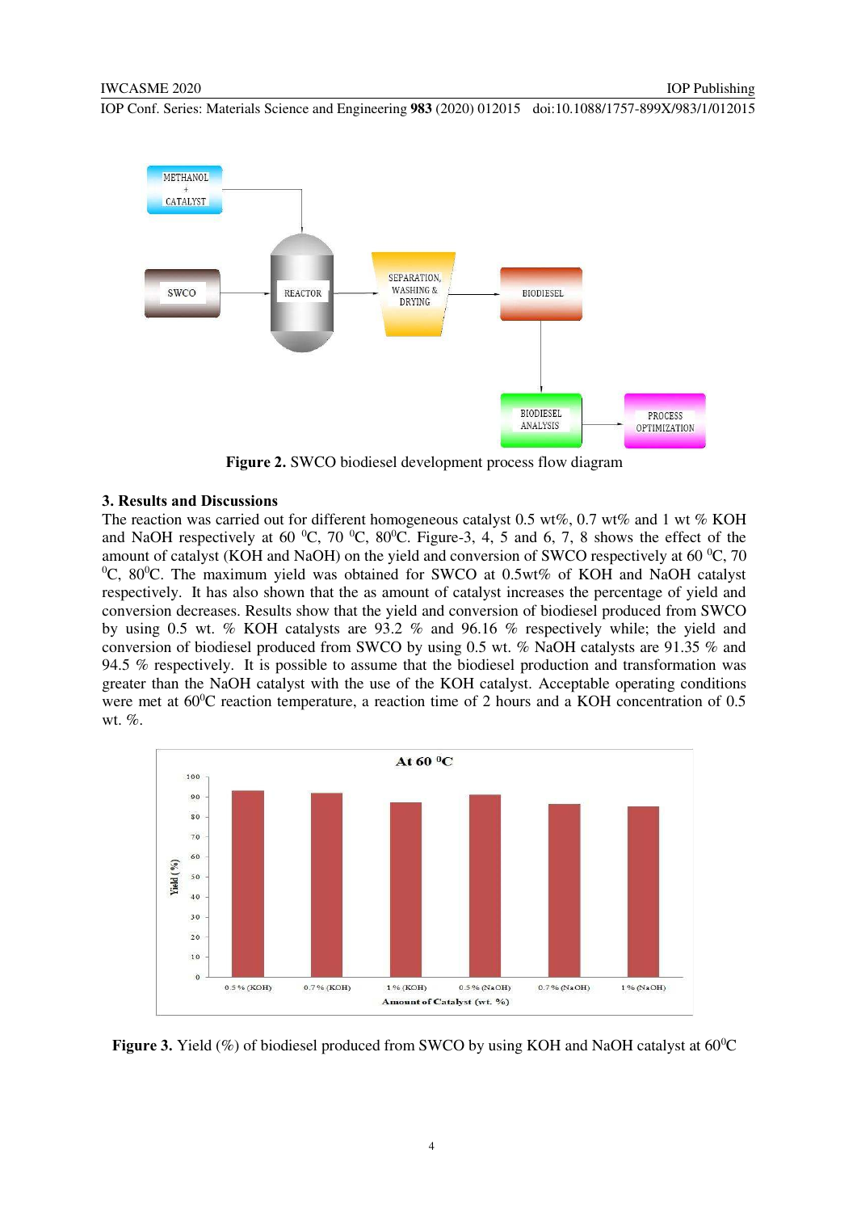Figure 2. SWCO biodiesel development process flow diagram

## 3. Results and Discussions

The reaction was carried out for different homogeneous catalyst 0.5 wt%, 0.7 wt% and 1 wt % KOH and NaOH respectively at 60 $^0$C, 70 $^0$C, 80$^0$C. Figure-3, 4, 5 and 6, 7, 8 shows the effect of the amount of catalyst (KOH and NaOH) on the yield and conversion of SWCO respectively at 60 $^0$C, 70 $^0$C, 80$^0$C. The maximum yield was obtained for SWCO at 0.5wt% of KOH and NaOH catalyst respectively. It has also shown that the as amount of catalyst increases the percentage of yield and conversion decreases. Results show that the yield and conversion of biodiesel produced from SWCO by using 0.5 wt. % KOH catalysts are 93.2 % and 96.16 % respectively while; the yield and conversion of biodiesel produced from SWCO by using 0.5 wt. % NaOH catalysts are 91.35 % and 94.5 % respectively. It is possible to assume that the biodiesel production and transformation was greater than the NaOH catalyst with the use of the KOH catalyst. Acceptable operating conditions were met at 60$^0$C reaction temperature, a reaction time of 2 hours and a KOH concentration of 0.5 wt. %.

Figure 3. Yield (%) of biodiesel produced from SWCO by using KOH and NaOH catalyst at 60$^0$C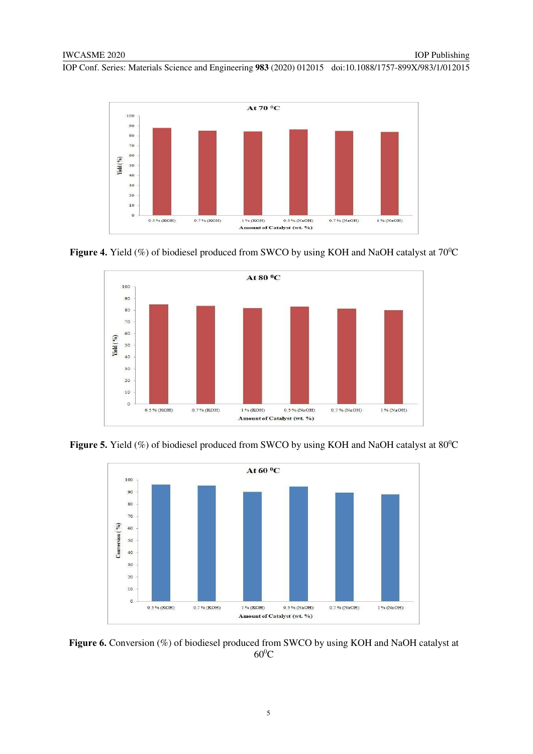**Figure 4.** Yield (%) of biodiesel produced from SWCO by using KOH and NaOH catalyst at $70^0$C

**Figure 5.** Yield (%) of biodiesel produced from SWCO by using KOH and NaOH catalyst at $80^0$C

**Figure 6.** Conversion (%) of biodiesel produced from SWCO by using KOH and NaOH catalyst at $60^0$C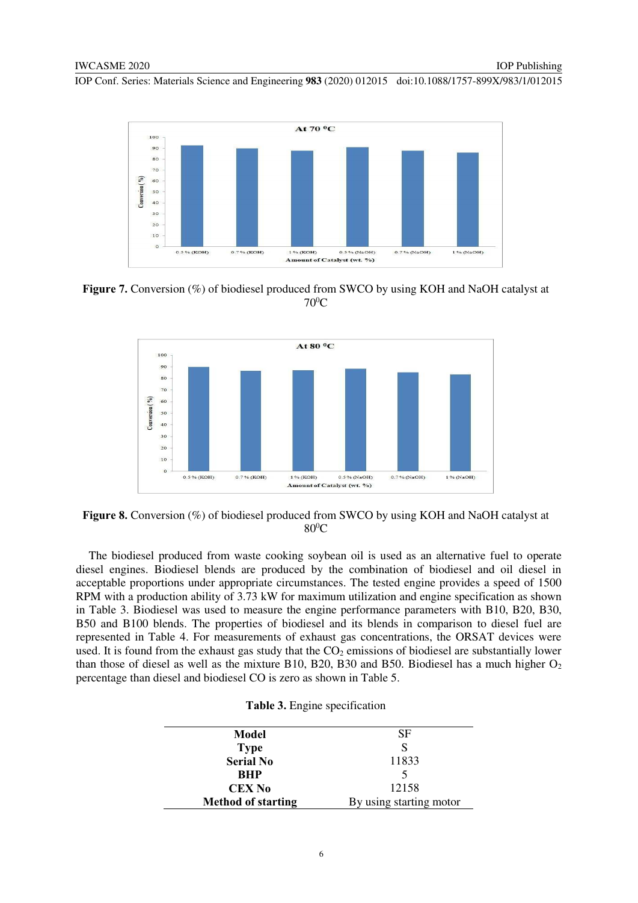**Figure 7.** Conversion (%) of biodiesel produced from SWCO by using KOH and NaOH catalyst at $70^0$C

**Figure 8.** Conversion (%) of biodiesel produced from SWCO by using KOH and NaOH catalyst at $80^0$C

The biodiesel produced from waste cooking soybean oil is used as an alternative fuel to operate diesel engines. Biodiesel blends are produced by the combination of biodiesel and oil diesel in acceptable proportions under appropriate circumstances. The tested engine provides a speed of 1500 RPM with a production ability of 3.73 kW for maximum utilization and engine specification as shown in Table 3. Biodiesel was used to measure the engine performance parameters with B10, B20, B30, B50 and B100 blends. The properties of biodiesel and its blends in comparison to diesel fuel are represented in Table 4. For measurements of exhaust gas concentrations, the ORSAT devices were used. It is found from the exhaust gas study that the $CO_2$ emissions of biodiesel are substantially lower than those of diesel as well as the mixture B10, B20, B30 and B50. Biodiesel has a much higher $O_2$ percentage than diesel and biodiesel CO is zero as shown in Table 5.

**Table 3.** Engine specification

| | |
|---|---|
| **Model** | SF |
| **Type** | S |
| **Serial No** | 11833 |
| **BHP** | 5 |
| **CEX No** | 12158 |
| **Method of starting** | By using starting motor |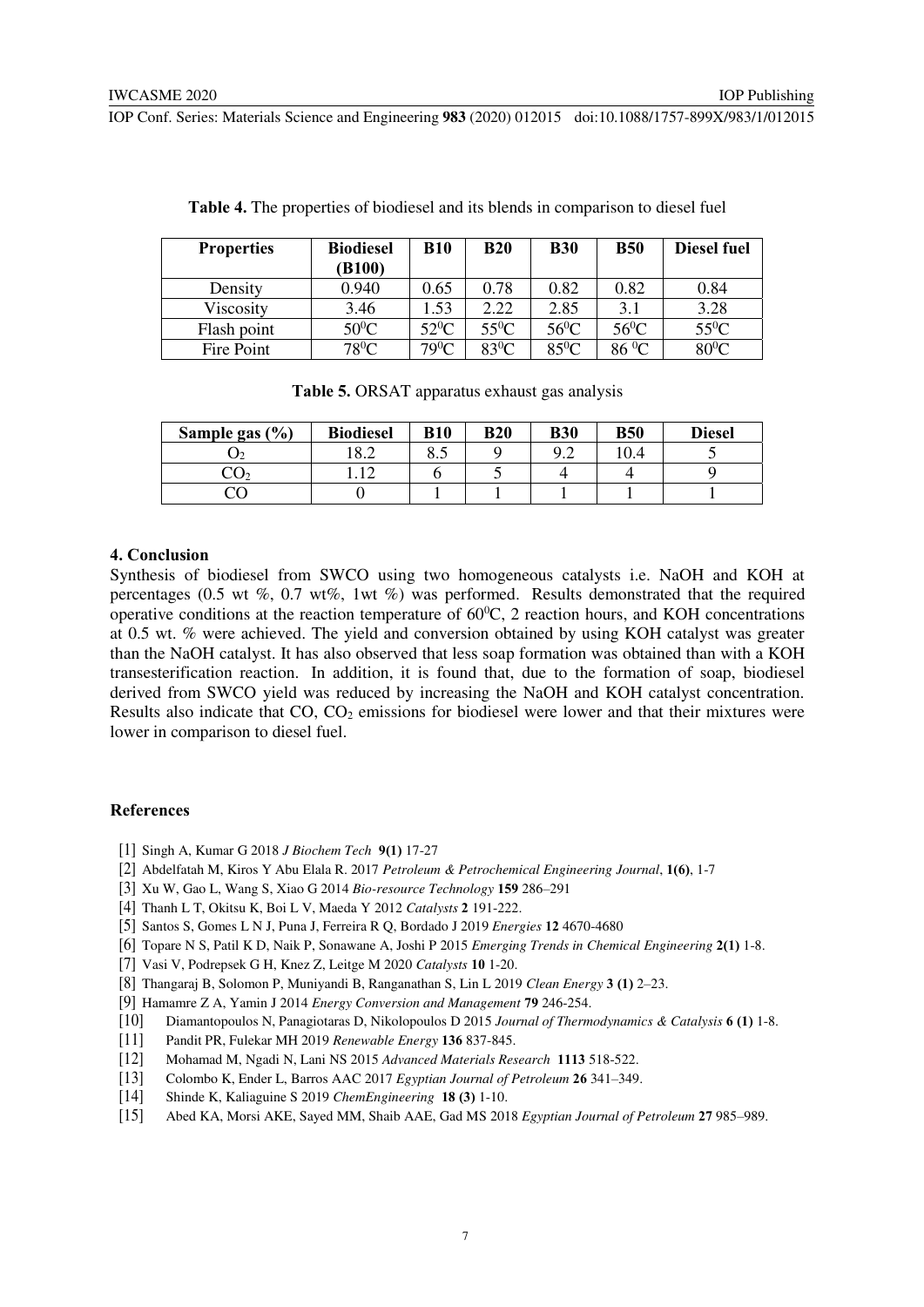**Table 4.** The properties of biodiesel and its blends in comparison to diesel fuel

| Properties | Biodiesel (B100) | B10 | B20 | B30 | B50 | Diesel fuel |
|---|---|---|---|---|---|---|
| Density | 0.940 | 0.65 | 0.78 | 0.82 | 0.82 | 0.84 |
| Viscosity | 3.46 | 1.53 | 2.22 | 2.85 | 3.1 | 3.28 |
| Flash point | $50^0$C | $52^0$C | $55^0$C | $56^0$C | $56^0$C | $55^0$C |
| Fire Point | $78^0$C | $79^0$C | $83^0$C | $85^0$C | 86 $^0$C | $80^0$C |

**Table 5.** ORSAT apparatus exhaust gas analysis

| Sample gas (%) | Biodiesel | B10 | B20 | B30 | B50 | Diesel |
|---|---|---|---|---|---|---|
| $O_2$ | 18.2 | 8.5 | 9 | 9.2 | 10.4 | 5 |
| $CO_2$ | 1.12 | 6 | 5 | 4 | 4 | 9 |
| CO | 0 | 1 | 1 | 1 | 1 | 1 |

## 4. Conclusion

Synthesis of biodiesel from SWCO using two homogeneous catalysts i.e. NaOH and KOH at percentages (0.5 wt %, 0.7 wt%, 1wt %) was performed. Results demonstrated that the required operative conditions at the reaction temperature of $60^0$C, 2 reaction hours, and KOH concentrations at 0.5 wt. % were achieved. The yield and conversion obtained by using KOH catalyst was greater than the NaOH catalyst. It has also observed that less soap formation was obtained than with a KOH transesterification reaction. In addition, it is found that, due to the formation of soap, biodiesel derived from SWCO yield was reduced by increasing the NaOH and KOH catalyst concentration. Results also indicate that CO, $CO_2$ emissions for biodiesel were lower and that their mixtures were lower in comparison to diesel fuel.

## References

[1] Singh A, Kumar G 2018 *J Biochem Tech* **9(1)** 17-27

[2] Abdelfatah M, Kiros Y Abu Elala R. 2017 *Petroleum & Petrochemical Engineering Journal*, **1(6)**, 1-7

[3] Xu W, Gao L, Wang S, Xiao G 2014 *Bio-resource Technology* **159** 286–291

[4] Thanh L T, Okitsu K, Boi L V, Maeda Y 2012 *Catalysts* **2** 191-222.

[5] Santos S, Gomes L N J, Puna J, Ferreira R Q, Bordado J 2019 *Energies* **12** 4670-4680

[6] Topare N S, Patil K D, Naik P, Sonawane A, Joshi P 2015 *Emerging Trends in Chemical Engineering* **2(1)** 1-8.

[7] Vasi V, Podrepsek G H, Knez Z, Leitge M 2020 *Catalysts* **10** 1-20.

[8] Thangaraj B, Solomon P, Muniyandi B, Ranganathan S, Lin L 2019 *Clean Energy* **3 (1)** 2–23.

[9] Hamamre Z A, Yamin J 2014 *Energy Conversion and Management* **79** 246-254.

[10] Diamantopoulos N, Panagiotaras D, Nikolopoulos D 2015 *Journal of Thermodynamics & Catalysis* **6 (1)** 1-8.

[11] Pandit PR, Fulekar MH 2019 *Renewable Energy* **136** 837-845.

[12] Mohamad M, Ngadi N, Lani NS 2015 *Advanced Materials Research* **1113** 518-522.

[13] Colombo K, Ender L, Barros AAC 2017 *Egyptian Journal of Petroleum* **26** 341–349.

[14] Shinde K, Kaliaguine S 2019 *ChemEngineering* **18 (3)** 1-10.

[15] Abed KA, Morsi AKE, Sayed MM, Shaib AAE, Gad MS 2018 *Egyptian Journal of Petroleum* **27** 985–989.